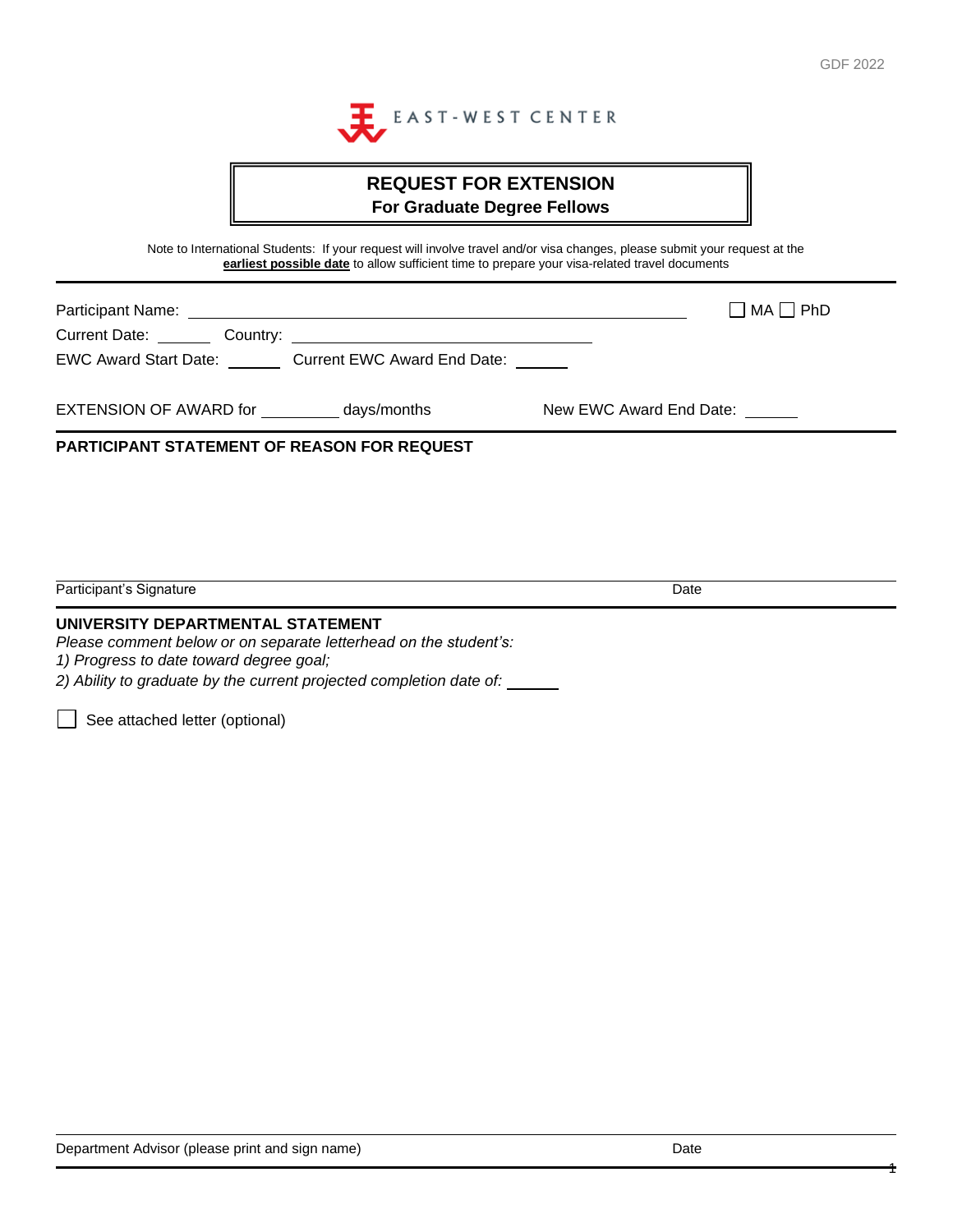EAST-WEST CENTER

# REQUEST FOR EXTENSION
## For Graduate Degree Fellows

Note to International Students: If your request will involve travel and/or visa changes, please submit your request at the **earliest possible date** to allow sufficient time to prepare your visa-related travel documents

---

Participant Name: ______________________________________________ ☐ MA ☐ PhD

Current Date: ______ Country: ______________________________

EWC Award Start Date: ______ Current EWC Award End Date: ______

EXTENSION OF AWARD for ________ days/months New EWC Award End Date: ______

---

**PARTICIPANT STATEMENT OF REASON FOR REQUEST**

Participant's Signature Date

---

**UNIVERSITY DEPARTMENTAL STATEMENT**

*Please comment below or on separate letterhead on the student's:*

*1) Progress to date toward degree goal;*

*2) Ability to graduate by the current projected completion date of:* ______

☐ See attached letter (optional)

Department Advisor (please print and sign name) Date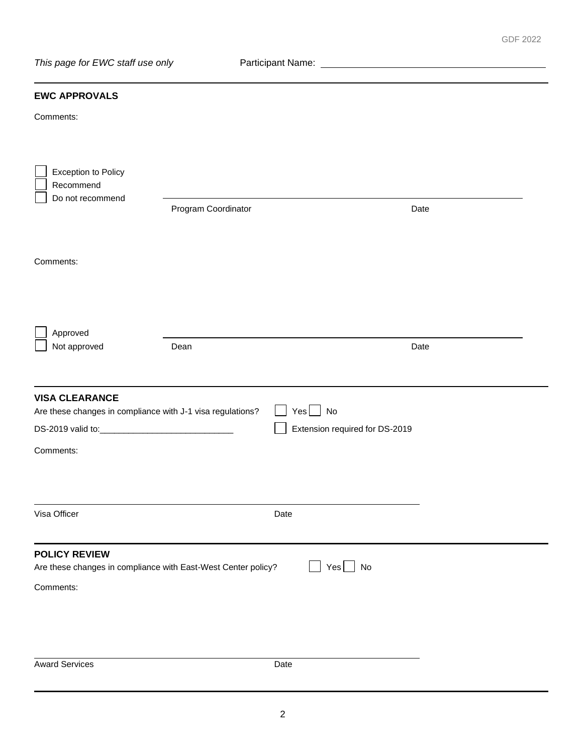*This page for EWC staff use only* Participant Name: ________________________________

---

## EWC APPROVALS

Comments:

☐ Exception to Policy
☐ Recommend
☐ Do not recommend

_______________________________________________
Program Coordinator Date

Comments:

☐ Approved
☐ Not approved

_______________________________________________
Dean Date

---

## VISA CLEARANCE

Are these changes in compliance with J-1 visa regulations? ☐ Yes ☐ No

DS-2019 valid to:____________________________ ☐ Extension required for DS-2019

Comments:

_______________________________________________
Visa Officer Date

---

## POLICY REVIEW

Are these changes in compliance with East-West Center policy? ☐ Yes ☐ No

Comments:

_______________________________________________
Award Services Date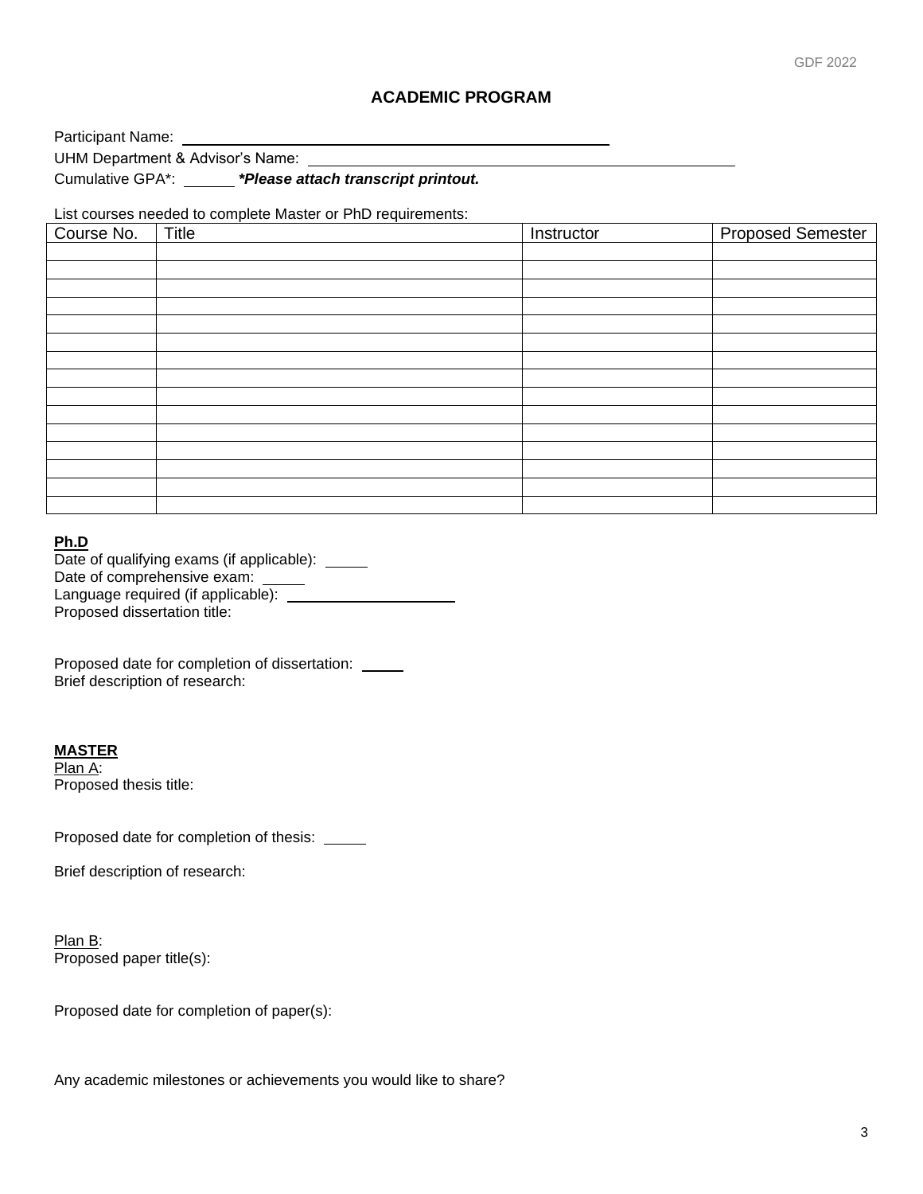## ACADEMIC PROGRAM

Participant Name: ______________________________________________

UHM Department & Advisor's Name: ______________________________________________

Cumulative GPA*: ______ ***Please attach transcript printout.***

List courses needed to complete Master or PhD requirements:

| Course No. | Title | Instructor | Proposed Semester |
|---|---|---|---|
| | | | |
| | | | |
| | | | |
| | | | |
| | | | |
| | | | |
| | | | |
| | | | |
| | | | |
| | | | |
| | | | |
| | | | |
| | | | |
| | | | |
| | | | |

**Ph.D**

Date of qualifying exams (if applicable): _____

Date of comprehensive exam: _____

Language required (if applicable): ____________________

Proposed dissertation title:

Proposed date for completion of dissertation: _____

Brief description of research:

**MASTER**

Plan A:

Proposed thesis title:

Proposed date for completion of thesis: _____

Brief description of research:

Plan B:

Proposed paper title(s):

Proposed date for completion of paper(s):

Any academic milestones or achievements you would like to share?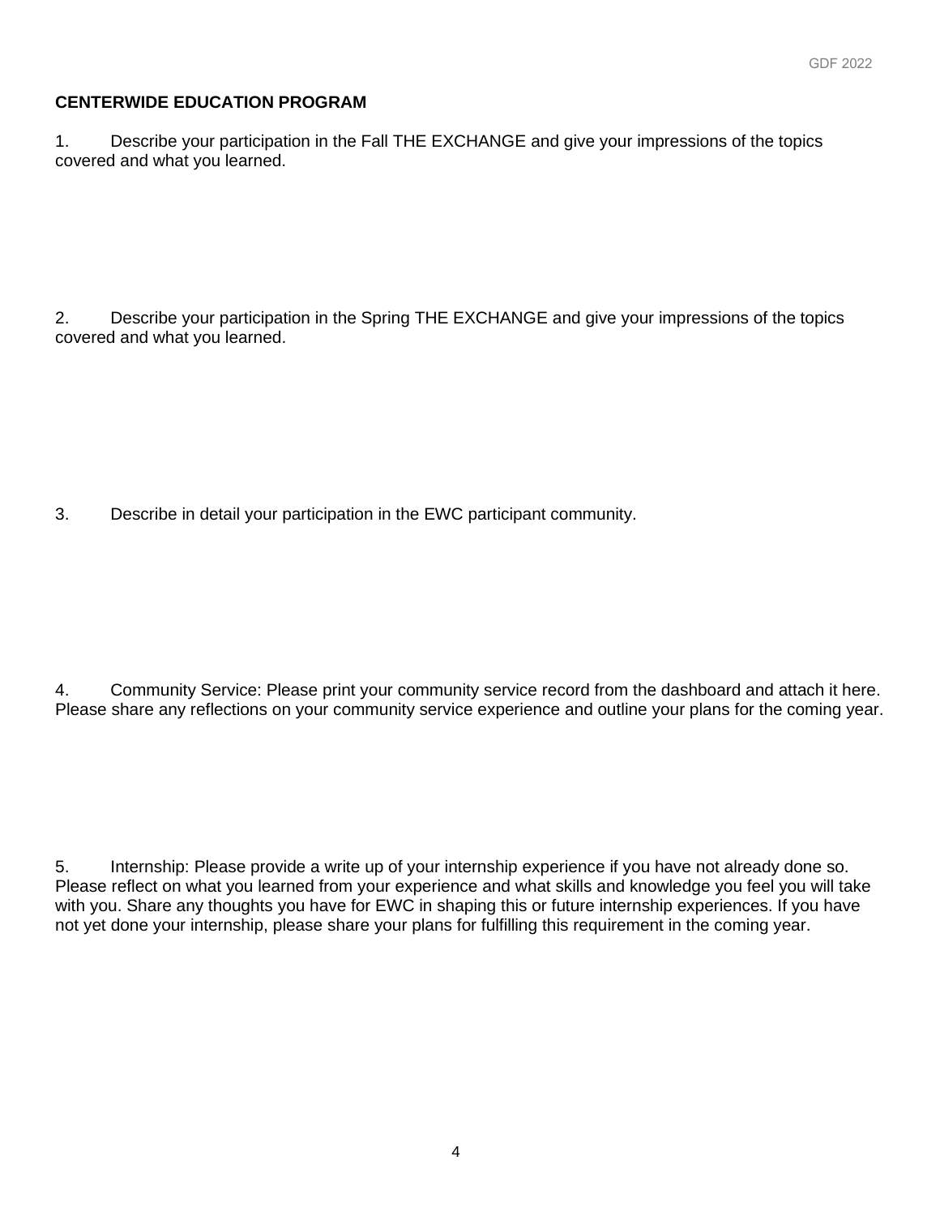**CENTERWIDE EDUCATION PROGRAM**

1. Describe your participation in the Fall THE EXCHANGE and give your impressions of the topics covered and what you learned.

2. Describe your participation in the Spring THE EXCHANGE and give your impressions of the topics covered and what you learned.

3. Describe in detail your participation in the EWC participant community.

4. Community Service: Please print your community service record from the dashboard and attach it here. Please share any reflections on your community service experience and outline your plans for the coming year.

5. Internship: Please provide a write up of your internship experience if you have not already done so. Please reflect on what you learned from your experience and what skills and knowledge you feel you will take with you. Share any thoughts you have for EWC in shaping this or future internship experiences. If you have not yet done your internship, please share your plans for fulfilling this requirement in the coming year.